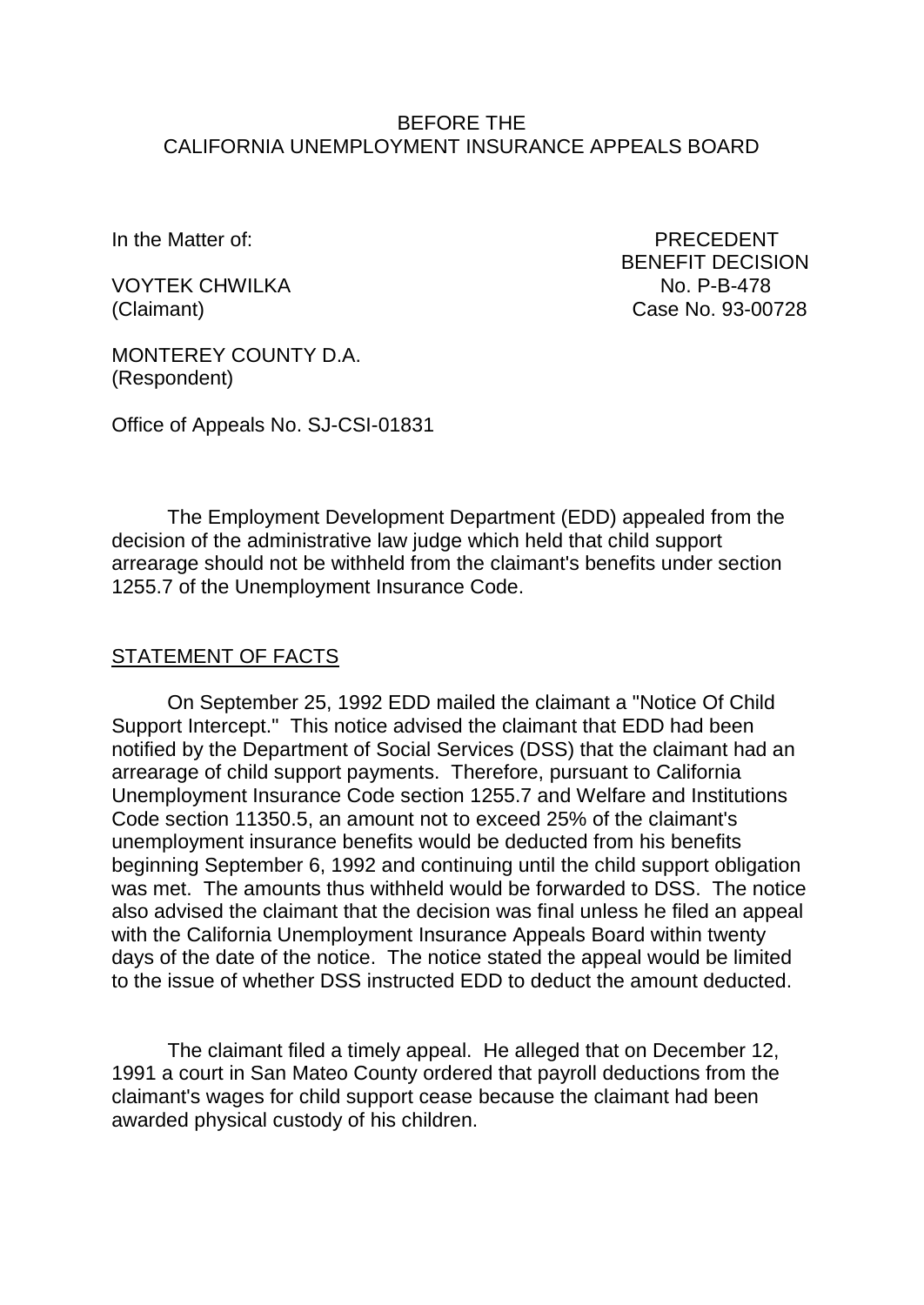BEFORE THE
CALIFORNIA UNEMPLOYMENT INSURANCE APPEALS BOARD

In the Matter of:

VOYTEK CHWILKA
(Claimant)

MONTEREY COUNTY D.A.
(Respondent)

PRECEDENT
BENEFIT DECISION
No. P-B-478
Case No. 93-00728

Office of Appeals No. SJ-CSI-01831

The Employment Development Department (EDD) appealed from the decision of the administrative law judge which held that child support arrearage should not be withheld from the claimant's benefits under section 1255.7 of the Unemployment Insurance Code.

STATEMENT OF FACTS

On September 25, 1992 EDD mailed the claimant a "Notice Of Child Support Intercept." This notice advised the claimant that EDD had been notified by the Department of Social Services (DSS) that the claimant had an arrearage of child support payments. Therefore, pursuant to California Unemployment Insurance Code section 1255.7 and Welfare and Institutions Code section 11350.5, an amount not to exceed 25% of the claimant's unemployment insurance benefits would be deducted from his benefits beginning September 6, 1992 and continuing until the child support obligation was met. The amounts thus withheld would be forwarded to DSS. The notice also advised the claimant that the decision was final unless he filed an appeal with the California Unemployment Insurance Appeals Board within twenty days of the date of the notice. The notice stated the appeal would be limited to the issue of whether DSS instructed EDD to deduct the amount deducted.

The claimant filed a timely appeal. He alleged that on December 12, 1991 a court in San Mateo County ordered that payroll deductions from the claimant's wages for child support cease because the claimant had been awarded physical custody of his children.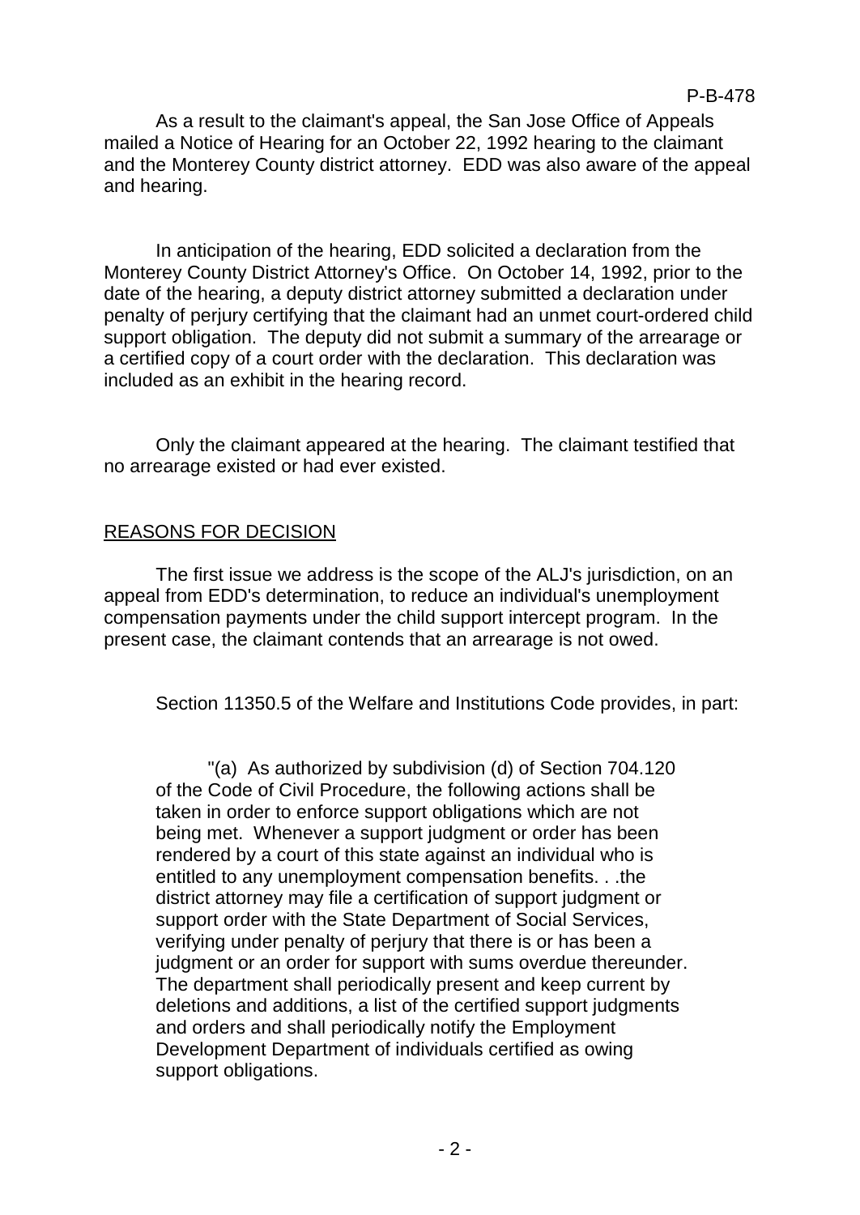As a result to the claimant's appeal, the San Jose Office of Appeals mailed a Notice of Hearing for an October 22, 1992 hearing to the claimant and the Monterey County district attorney. EDD was also aware of the appeal and hearing.

In anticipation of the hearing, EDD solicited a declaration from the Monterey County District Attorney's Office. On October 14, 1992, prior to the date of the hearing, a deputy district attorney submitted a declaration under penalty of perjury certifying that the claimant had an unmet court-ordered child support obligation. The deputy did not submit a summary of the arrearage or a certified copy of a court order with the declaration. This declaration was included as an exhibit in the hearing record.

Only the claimant appeared at the hearing. The claimant testified that no arrearage existed or had ever existed.

## REASONS FOR DECISION

The first issue we address is the scope of the ALJ's jurisdiction, on an appeal from EDD's determination, to reduce an individual's unemployment compensation payments under the child support intercept program. In the present case, the claimant contends that an arrearage is not owed.

Section 11350.5 of the Welfare and Institutions Code provides, in part:

> "(a) As authorized by subdivision (d) of Section 704.120 of the Code of Civil Procedure, the following actions shall be taken in order to enforce support obligations which are not being met. Whenever a support judgment or order has been rendered by a court of this state against an individual who is entitled to any unemployment compensation benefits. . .the district attorney may file a certification of support judgment or support order with the State Department of Social Services, verifying under penalty of perjury that there is or has been a judgment or an order for support with sums overdue thereunder. The department shall periodically present and keep current by deletions and additions, a list of the certified support judgments and orders and shall periodically notify the Employment Development Department of individuals certified as owing support obligations.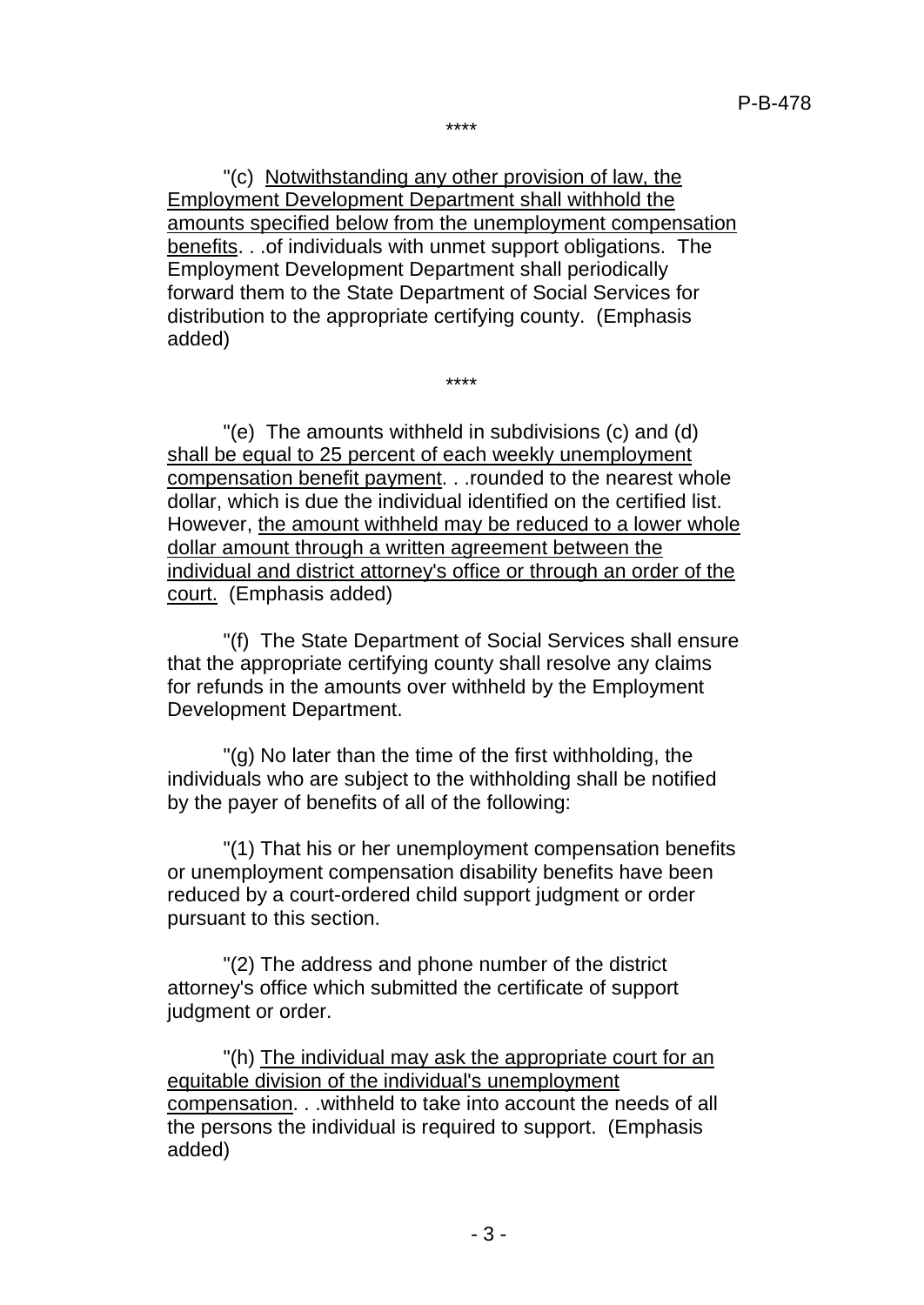\*\*\*\*

"(c) <u>Notwithstanding any other provision of law, the Employment Development Department shall withhold the amounts specified below from the unemployment compensation benefits</u>. . .of individuals with unmet support obligations. The Employment Development Department shall periodically forward them to the State Department of Social Services for distribution to the appropriate certifying county. (Emphasis added)

\*\*\*\*

"(e) The amounts withheld in subdivisions (c) and (d) <u>shall be equal to 25 percent of each weekly unemployment compensation benefit payment</u>. . .rounded to the nearest whole dollar, which is due the individual identified on the certified list. However, <u>the amount withheld may be reduced to a lower whole dollar amount through a written agreement between the individual and district attorney's office or through an order of the court.</u> (Emphasis added)

"(f) The State Department of Social Services shall ensure that the appropriate certifying county shall resolve any claims for refunds in the amounts over withheld by the Employment Development Department.

"(g) No later than the time of the first withholding, the individuals who are subject to the withholding shall be notified by the payer of benefits of all of the following:

"(1) That his or her unemployment compensation benefits or unemployment compensation disability benefits have been reduced by a court-ordered child support judgment or order pursuant to this section.

"(2) The address and phone number of the district attorney's office which submitted the certificate of support judgment or order.

"(h) <u>The individual may ask the appropriate court for an equitable division of the individual's unemployment compensation</u>. . .withheld to take into account the needs of all the persons the individual is required to support. (Emphasis added)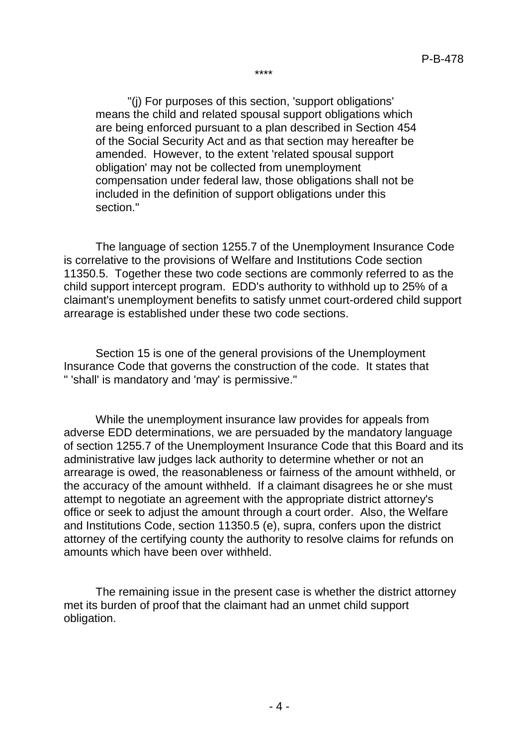\*\*\*\*

> "(j) For purposes of this section, 'support obligations' means the child and related spousal support obligations which are being enforced pursuant to a plan described in Section 454 of the Social Security Act and as that section may hereafter be amended. However, to the extent 'related spousal support obligation' may not be collected from unemployment compensation under federal law, those obligations shall not be included in the definition of support obligations under this section."

The language of section 1255.7 of the Unemployment Insurance Code is correlative to the provisions of Welfare and Institutions Code section 11350.5. Together these two code sections are commonly referred to as the child support intercept program. EDD's authority to withhold up to 25% of a claimant's unemployment benefits to satisfy unmet court-ordered child support arrearage is established under these two code sections.

Section 15 is one of the general provisions of the Unemployment Insurance Code that governs the construction of the code. It states that " 'shall' is mandatory and 'may' is permissive."

While the unemployment insurance law provides for appeals from adverse EDD determinations, we are persuaded by the mandatory language of section 1255.7 of the Unemployment Insurance Code that this Board and its administrative law judges lack authority to determine whether or not an arrearage is owed, the reasonableness or fairness of the amount withheld, or the accuracy of the amount withheld. If a claimant disagrees he or she must attempt to negotiate an agreement with the appropriate district attorney's office or seek to adjust the amount through a court order. Also, the Welfare and Institutions Code, section 11350.5 (e), supra, confers upon the district attorney of the certifying county the authority to resolve claims for refunds on amounts which have been over withheld.

The remaining issue in the present case is whether the district attorney met its burden of proof that the claimant had an unmet child support obligation.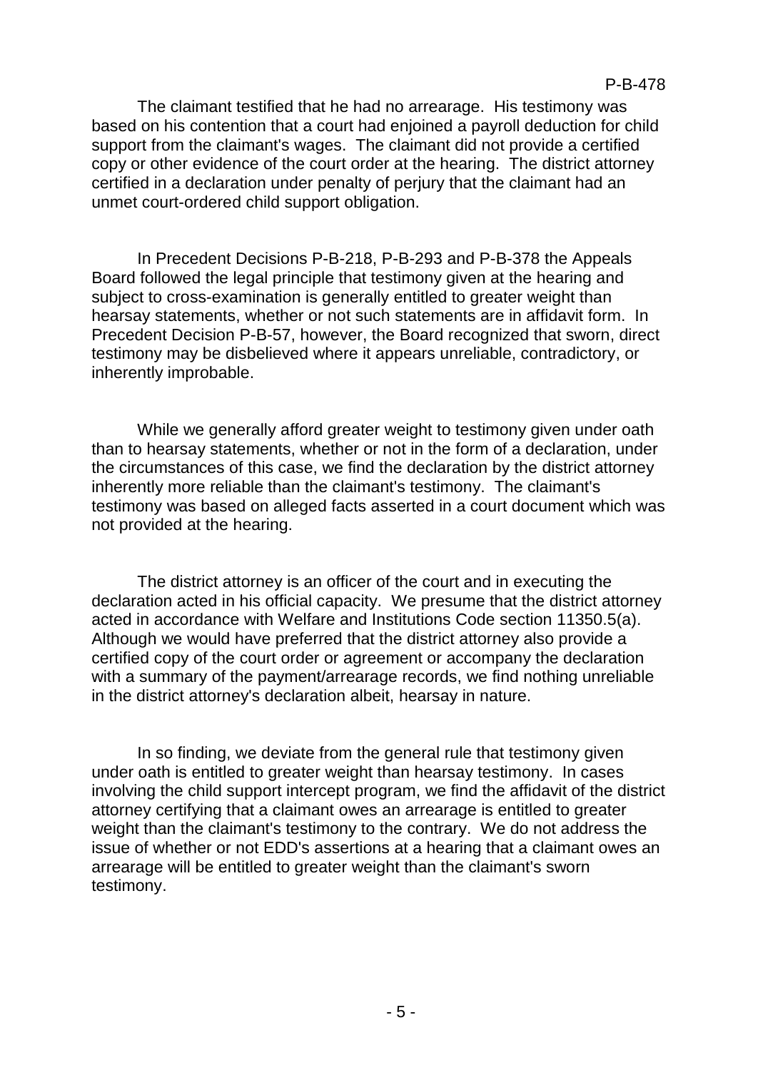The claimant testified that he had no arrearage. His testimony was based on his contention that a court had enjoined a payroll deduction for child support from the claimant's wages. The claimant did not provide a certified copy or other evidence of the court order at the hearing. The district attorney certified in a declaration under penalty of perjury that the claimant had an unmet court-ordered child support obligation.

In Precedent Decisions P-B-218, P-B-293 and P-B-378 the Appeals Board followed the legal principle that testimony given at the hearing and subject to cross-examination is generally entitled to greater weight than hearsay statements, whether or not such statements are in affidavit form. In Precedent Decision P-B-57, however, the Board recognized that sworn, direct testimony may be disbelieved where it appears unreliable, contradictory, or inherently improbable.

While we generally afford greater weight to testimony given under oath than to hearsay statements, whether or not in the form of a declaration, under the circumstances of this case, we find the declaration by the district attorney inherently more reliable than the claimant's testimony. The claimant's testimony was based on alleged facts asserted in a court document which was not provided at the hearing.

The district attorney is an officer of the court and in executing the declaration acted in his official capacity. We presume that the district attorney acted in accordance with Welfare and Institutions Code section 11350.5(a). Although we would have preferred that the district attorney also provide a certified copy of the court order or agreement or accompany the declaration with a summary of the payment/arrearage records, we find nothing unreliable in the district attorney's declaration albeit, hearsay in nature.

In so finding, we deviate from the general rule that testimony given under oath is entitled to greater weight than hearsay testimony. In cases involving the child support intercept program, we find the affidavit of the district attorney certifying that a claimant owes an arrearage is entitled to greater weight than the claimant's testimony to the contrary. We do not address the issue of whether or not EDD's assertions at a hearing that a claimant owes an arrearage will be entitled to greater weight than the claimant's sworn testimony.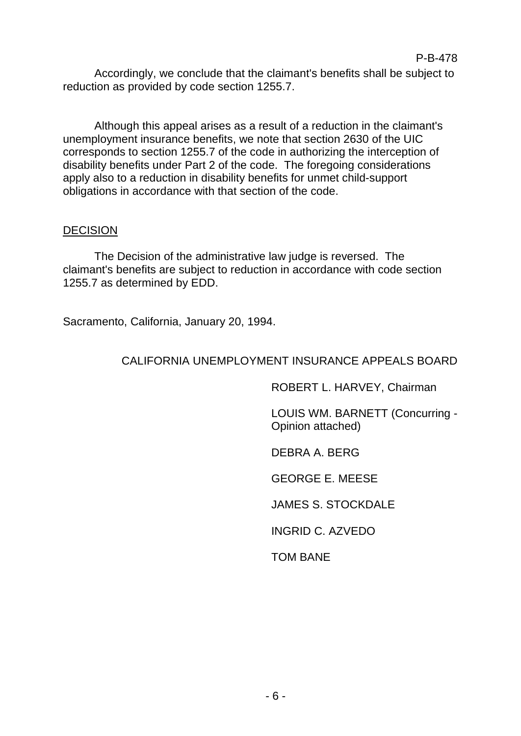Accordingly, we conclude that the claimant's benefits shall be subject to reduction as provided by code section 1255.7.

Although this appeal arises as a result of a reduction in the claimant's unemployment insurance benefits, we note that section 2630 of the UIC corresponds to section 1255.7 of the code in authorizing the interception of disability benefits under Part 2 of the code. The foregoing considerations apply also to a reduction in disability benefits for unmet child-support obligations in accordance with that section of the code.

## DECISION

The Decision of the administrative law judge is reversed. The claimant's benefits are subject to reduction in accordance with code section 1255.7 as determined by EDD.

Sacramento, California, January 20, 1994.

CALIFORNIA UNEMPLOYMENT INSURANCE APPEALS BOARD

ROBERT L. HARVEY, Chairman

LOUIS WM. BARNETT (Concurring - Opinion attached)

DEBRA A. BERG

GEORGE E. MEESE

JAMES S. STOCKDALE

INGRID C. AZVEDO

TOM BANE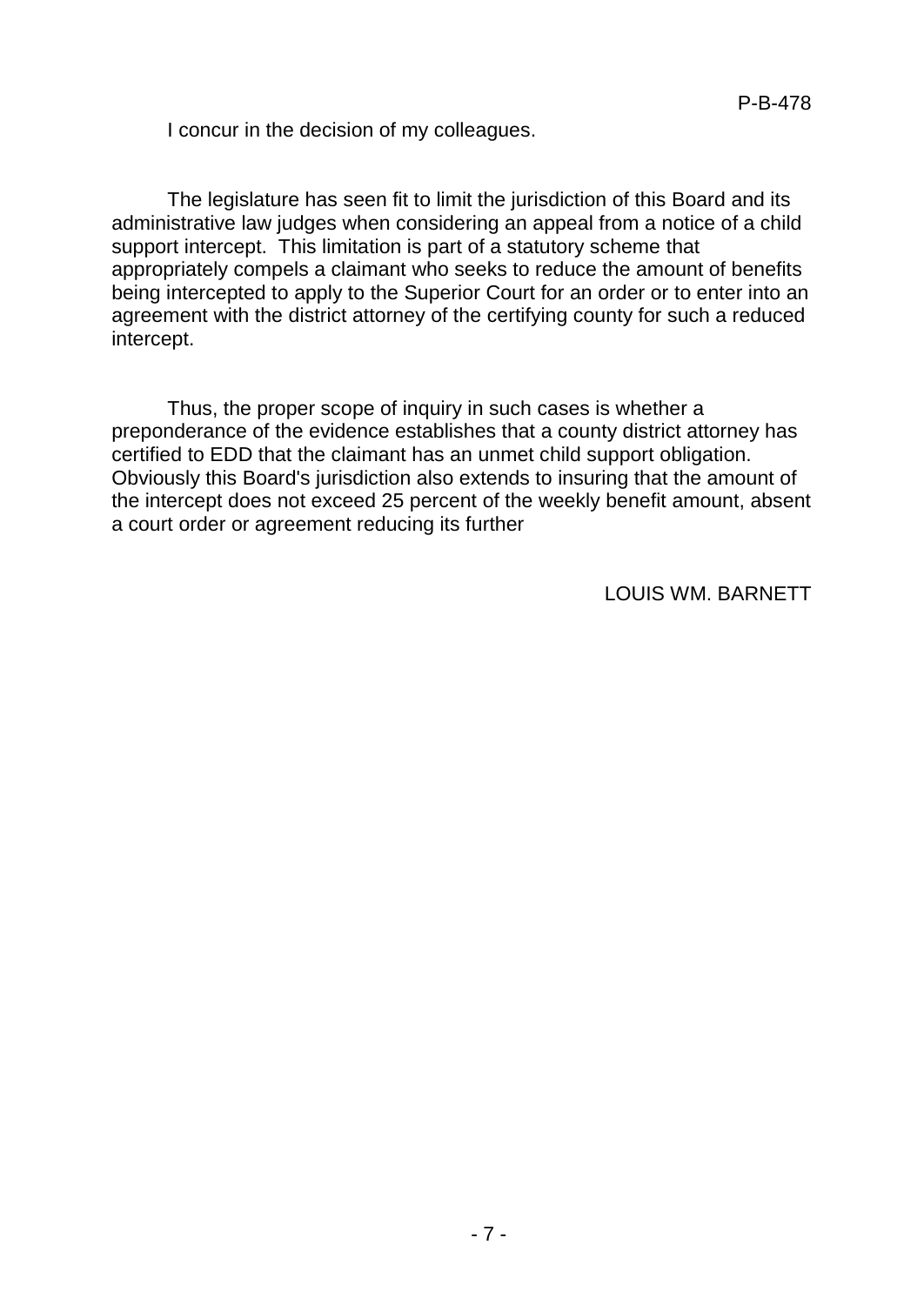I concur in the decision of my colleagues.

The legislature has seen fit to limit the jurisdiction of this Board and its administrative law judges when considering an appeal from a notice of a child support intercept. This limitation is part of a statutory scheme that appropriately compels a claimant who seeks to reduce the amount of benefits being intercepted to apply to the Superior Court for an order or to enter into an agreement with the district attorney of the certifying county for such a reduced intercept.

Thus, the proper scope of inquiry in such cases is whether a preponderance of the evidence establishes that a county district attorney has certified to EDD that the claimant has an unmet child support obligation. Obviously this Board's jurisdiction also extends to insuring that the amount of the intercept does not exceed 25 percent of the weekly benefit amount, absent a court order or agreement reducing its further

LOUIS WM. BARNETT